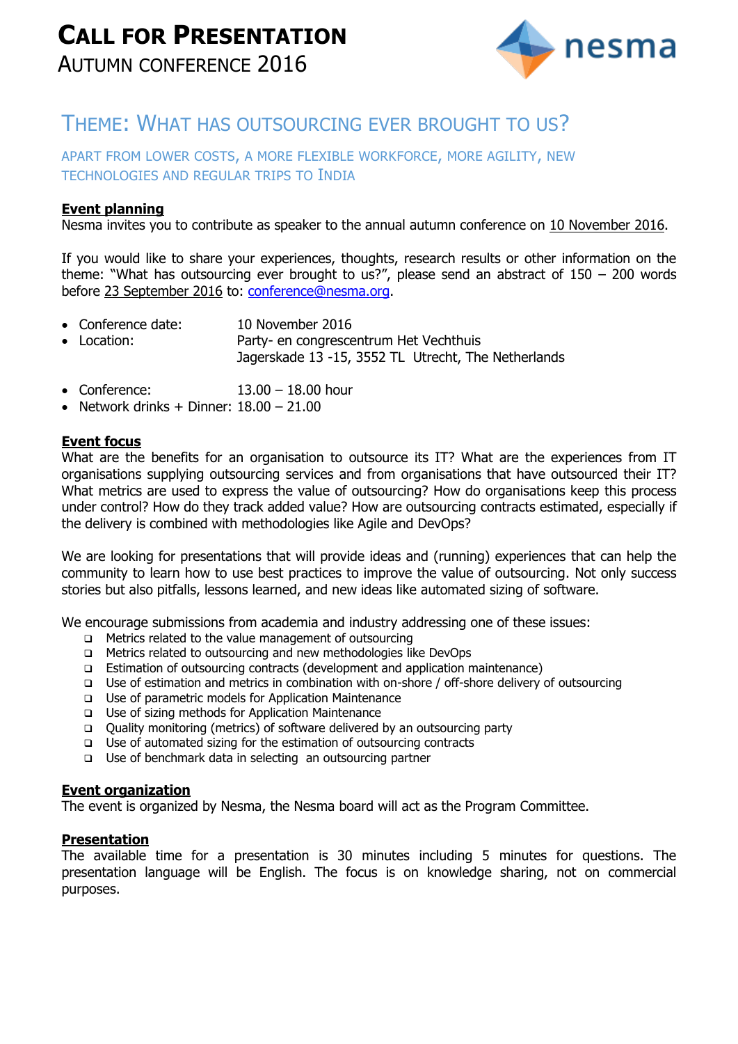# CALL FOR PRESENTATION

AUTUMN CONFERENCE 2016

nesma

## THEME: WHAT HAS OUTSOURCING EVER BROUGHT TO US?

APART FROM LOWER COSTS, A MORE FLEXIBLE WORKFORCE, MORE AGILITY, NEW TECHNOLOGIES AND REGULAR TRIPS TO INDIA

### Event planning

Nesma invites you to contribute as speaker to the annual autumn conference on 10 November 2016.

If you would like to share your experiences, thoughts, research results or other information on the theme: "What has outsourcing ever brought to us?", please send an abstract of 150 – 200 words before 23 September 2016 to: conference@nesma.org.

- Conference date: 10 November 2016
- Location: Party- en congrescentrum Het Vechthuis
  Jagerskade 13 -15, 3552 TL Utrecht, The Netherlands

- Conference: 13.00 – 18.00 hour
- Network drinks + Dinner: 18.00 – 21.00

### Event focus

What are the benefits for an organisation to outsource its IT? What are the experiences from IT organisations supplying outsourcing services and from organisations that have outsourced their IT? What metrics are used to express the value of outsourcing? How do organisations keep this process under control? How do they track added value? How are outsourcing contracts estimated, especially if the delivery is combined with methodologies like Agile and DevOps?

We are looking for presentations that will provide ideas and (running) experiences that can help the community to learn how to use best practices to improve the value of outsourcing. Not only success stories but also pitfalls, lessons learned, and new ideas like automated sizing of software.

We encourage submissions from academia and industry addressing one of these issues:

- Metrics related to the value management of outsourcing
- Metrics related to outsourcing and new methodologies like DevOps
- Estimation of outsourcing contracts (development and application maintenance)
- Use of estimation and metrics in combination with on-shore / off-shore delivery of outsourcing
- Use of parametric models for Application Maintenance
- Use of sizing methods for Application Maintenance
- Quality monitoring (metrics) of software delivered by an outsourcing party
- Use of automated sizing for the estimation of outsourcing contracts
- Use of benchmark data in selecting an outsourcing partner

### Event organization

The event is organized by Nesma, the Nesma board will act as the Program Committee.

### Presentation

The available time for a presentation is 30 minutes including 5 minutes for questions. The presentation language will be English. The focus is on knowledge sharing, not on commercial purposes.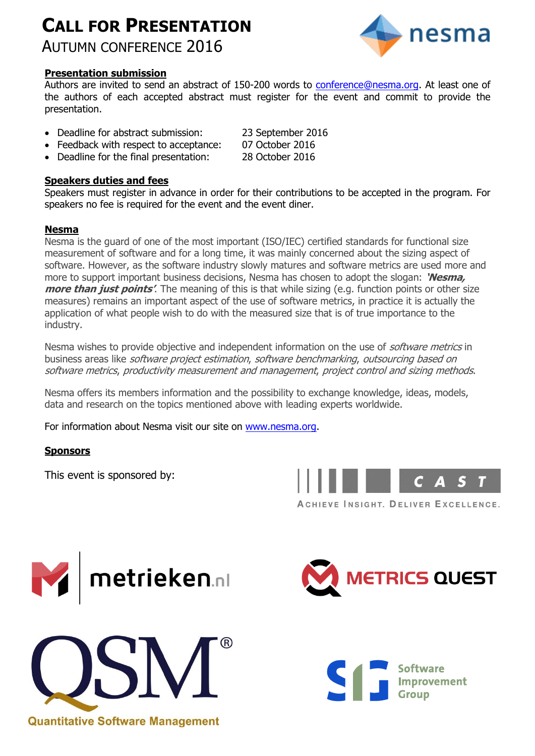# CALL FOR PRESENTATION

## AUTUMN CONFERENCE 2016

nesma

**Presentation submission**

Authors are invited to send an abstract of 150-200 words to conference@nesma.org. At least one of the authors of each accepted abstract must register for the event and commit to provide the presentation.

- Deadline for abstract submission: 23 September 2016
- Feedback with respect to acceptance: 07 October 2016
- Deadline for the final presentation: 28 October 2016

**Speakers duties and fees**

Speakers must register in advance in order for their contributions to be accepted in the program. For speakers no fee is required for the event and the event diner.

**Nesma**

Nesma is the guard of one of the most important (ISO/IEC) certified standards for functional size measurement of software and for a long time, it was mainly concerned about the sizing aspect of software. However, as the software industry slowly matures and software metrics are used more and more to support important business decisions, Nesma has chosen to adopt the slogan: ***'Nesma, more than just points'***. The meaning of this is that while sizing (e.g. function points or other size measures) remains an important aspect of the use of software metrics, in practice it is actually the application of what people wish to do with the measured size that is of true importance to the industry.

Nesma wishes to provide objective and independent information on the use of *software metrics* in business areas like *software project estimation*, *software benchmarking*, *outsourcing based on software metrics*, *productivity measurement and management*, *project control and sizing methods*.

Nesma offers its members information and the possibility to exchange knowledge, ideas, models, data and research on the topics mentioned above with leading experts worldwide.

For information about Nesma visit our site on www.nesma.org.

**Sponsors**

This event is sponsored by:

CAST
ACHIEVE INSIGHT. DELIVER EXCELLENCE.

metrieken.nl

METRICS QUEST

QSM®
Quantitative Software Management

Software Improvement Group